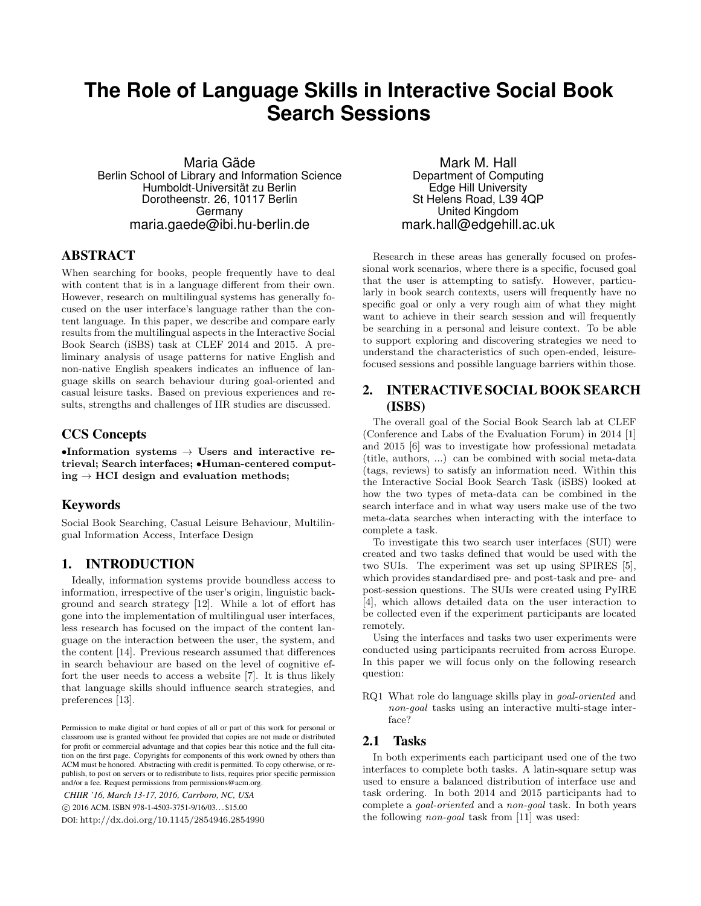# The Role of Language Skills in Interactive Social Book Search Sessions

Maria Gäde
Berlin School of Library and Information Science
Humboldt-Universität zu Berlin
Dorotheenstr. 26, 10117 Berlin
Germany
maria.gaede@ibi.hu-berlin.de

Mark M. Hall
Department of Computing
Edge Hill University
St Helens Road, L39 4QP
United Kingdom
mark.hall@edgehill.ac.uk

## ABSTRACT

When searching for books, people frequently have to deal with content that is in a language different from their own. However, research on multilingual systems has generally focused on the user interface's language rather than the content language. In this paper, we describe and compare early results from the multilingual aspects in the Interactive Social Book Search (iSBS) task at CLEF 2014 and 2015. A preliminary analysis of usage patterns for native English and non-native English speakers indicates an influence of language skills on search behaviour during goal-oriented and casual leisure tasks. Based on previous experiences and results, strengths and challenges of IIR studies are discussed.

## CCS Concepts

•**Information systems** → **Users and interactive retrieval; Search interfaces;** •**Human-centered computing** → **HCI design and evaluation methods;**

## Keywords

Social Book Searching, Casual Leisure Behaviour, Multilingual Information Access, Interface Design

## 1. INTRODUCTION

Ideally, information systems provide boundless access to information, irrespective of the user's origin, linguistic background and search strategy [12]. While a lot of effort has gone into the implementation of multilingual user interfaces, less research has focused on the impact of the content language on the interaction between the user, the system, and the content [14]. Previous research assumed that differences in search behaviour are based on the level of cognitive effort the user needs to access a website [7]. It is thus likely that language skills should influence search strategies, and preferences [13].

Permission to make digital or hard copies of all or part of this work for personal or classroom use is granted without fee provided that copies are not made or distributed for profit or commercial advantage and that copies bear this notice and the full citation on the first page. Copyrights for components of this work owned by others than ACM must be honored. Abstracting with credit is permitted. To copy otherwise, or republish, to post on servers or to redistribute to lists, requires prior specific permission and/or a fee. Request permissions from permissions@acm.org.

*CHIIR '16, March 13-17, 2016, Carrboro, NC, USA*
© 2016 ACM. ISBN 978-1-4503-3751-9/16/03...$15.00
DOI: http://dx.doi.org/10.1145/2854946.2854990

Research in these areas has generally focused on professional work scenarios, where there is a specific, focused goal that the user is attempting to satisfy. However, particularly in book search contexts, users will frequently have no specific goal or only a very rough aim of what they might want to achieve in their search session and will frequently be searching in a personal and leisure context. To be able to support exploring and discovering strategies we need to understand the characteristics of such open-ended, leisure-focused sessions and possible language barriers within those.

## 2. INTERACTIVE SOCIAL BOOK SEARCH (ISBS)

The overall goal of the Social Book Search lab at CLEF (Conference and Labs of the Evaluation Forum) in 2014 [1] and 2015 [6] was to investigate how professional metadata (title, authors, ...) can be combined with social meta-data (tags, reviews) to satisfy an information need. Within this the Interactive Social Book Search Task (iSBS) looked at how the two types of meta-data can be combined in the search interface and in what way users make use of the two meta-data searches when interacting with the interface to complete a task.

To investigate this two search user interfaces (SUI) were created and two tasks defined that would be used with the two SUIs. The experiment was set up using SPIRES [5], which provides standardised pre- and post-task and pre- and post-session questions. The SUIs were created using PyIRE [4], which allows detailed data on the user interaction to be collected even if the experiment participants are located remotely.

Using the interfaces and tasks two user experiments were conducted using participants recruited from across Europe. In this paper we will focus only on the following research question:

RQ1 What role do language skills play in *goal-oriented* and *non-goal* tasks using an interactive multi-stage interface?

### 2.1 Tasks

In both experiments each participant used one of the two interfaces to complete both tasks. A latin-square setup was used to ensure a balanced distribution of interface use and task ordering. In both 2014 and 2015 participants had to complete a *goal-oriented* and a *non-goal* task. In both years the following *non-goal* task from [11] was used: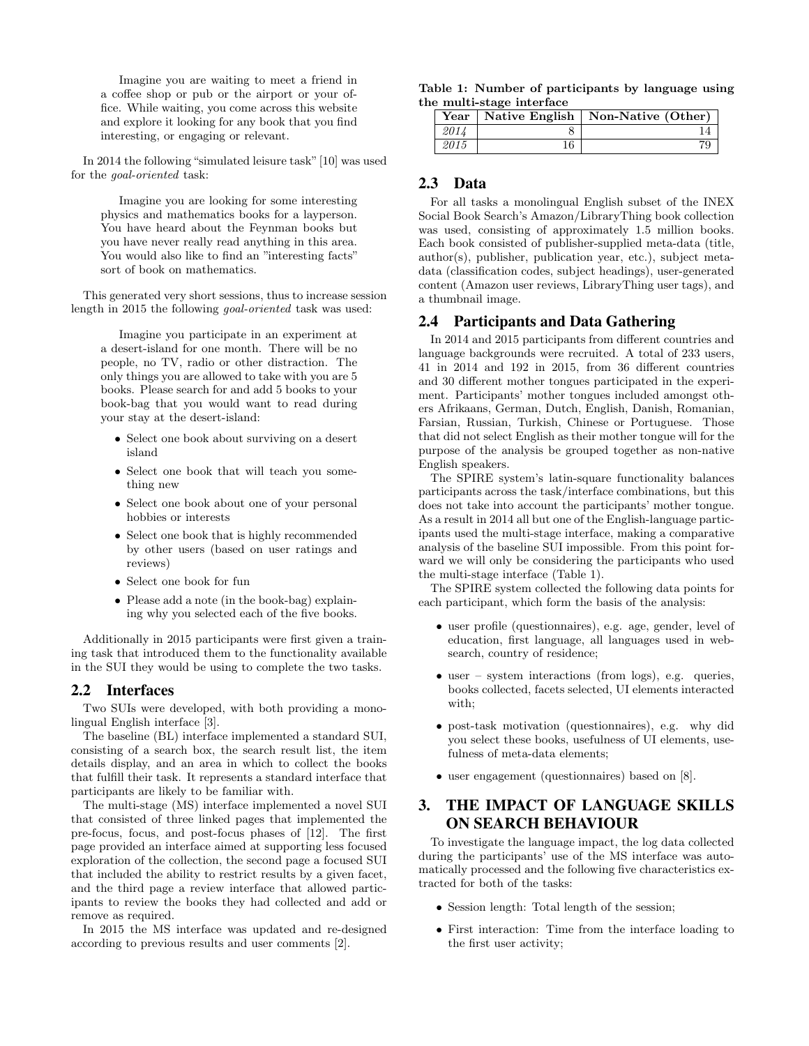Imagine you are waiting to meet a friend in a coffee shop or pub or the airport or your office. While waiting, you come across this website and explore it looking for any book that you find interesting, or engaging or relevant.

In 2014 the following "simulated leisure task" [10] was used for the *goal-oriented* task:

> Imagine you are looking for some interesting physics and mathematics books for a layperson. You have heard about the Feynman books but you have never really read anything in this area. You would also like to find an "interesting facts" sort of book on mathematics.

This generated very short sessions, thus to increase session length in 2015 the following *goal-oriented* task was used:

> Imagine you participate in an experiment at a desert-island for one month. There will be no people, no TV, radio or other distraction. The only things you are allowed to take with you are 5 books. Please search for and add 5 books to your book-bag that you would want to read during your stay at the desert-island:
>
> - Select one book about surviving on a desert island
> - Select one book that will teach you something new
> - Select one book about one of your personal hobbies or interests
> - Select one book that is highly recommended by other users (based on user ratings and reviews)
> - Select one book for fun
> - Please add a note (in the book-bag) explaining why you selected each of the five books.

Additionally in 2015 participants were first given a training task that introduced them to the functionality available in the SUI they would be using to complete the two tasks.

## 2.2 Interfaces

Two SUIs were developed, with both providing a monolingual English interface [3].

The baseline (BL) interface implemented a standard SUI, consisting of a search box, the search result list, the item details display, and an area in which to collect the books that fulfill their task. It represents a standard interface that participants are likely to be familiar with.

The multi-stage (MS) interface implemented a novel SUI that consisted of three linked pages that implemented the pre-focus, focus, and post-focus phases of [12]. The first page provided an interface aimed at supporting less focused exploration of the collection, the second page a focused SUI that included the ability to restrict results by a given facet, and the third page a review interface that allowed participants to review the books they had collected and add or remove as required.

In 2015 the MS interface was updated and re-designed according to previous results and user comments [2].

**Table 1: Number of participants by language using the multi-stage interface**

| Year | Native English | Non-Native (Other) |
|---|---|---|
| *2014* | 8 | 14 |
| *2015* | 16 | 79 |

## 2.3 Data

For all tasks a monolingual English subset of the INEX Social Book Search's Amazon/LibraryThing book collection was used, consisting of approximately 1.5 million books. Each book consisted of publisher-supplied meta-data (title, author(s), publisher, publication year, etc.), subject metadata (classification codes, subject headings), user-generated content (Amazon user reviews, LibraryThing user tags), and a thumbnail image.

## 2.4 Participants and Data Gathering

In 2014 and 2015 participants from different countries and language backgrounds were recruited. A total of 233 users, 41 in 2014 and 192 in 2015, from 36 different countries and 30 different mother tongues participated in the experiment. Participants' mother tongues included amongst others Afrikaans, German, Dutch, English, Danish, Romanian, Farsian, Russian, Turkish, Chinese or Portuguese. Those that did not select English as their mother tongue will for the purpose of the analysis be grouped together as non-native English speakers.

The SPIRE system's latin-square functionality balances participants across the task/interface combinations, but this does not take into account the participants' mother tongue. As a result in 2014 all but one of the English-language participants used the multi-stage interface, making a comparative analysis of the baseline SUI impossible. From this point forward we will only be considering the participants who used the multi-stage interface (Table 1).

The SPIRE system collected the following data points for each participant, which form the basis of the analysis:

- user profile (questionnaires), e.g. age, gender, level of education, first language, all languages used in websearch, country of residence;
- user – system interactions (from logs), e.g. queries, books collected, facets selected, UI elements interacted with;
- post-task motivation (questionnaires), e.g. why did you select these books, usefulness of UI elements, usefulness of meta-data elements;
- user engagement (questionnaires) based on [8].

# 3. THE IMPACT OF LANGUAGE SKILLS ON SEARCH BEHAVIOUR

To investigate the language impact, the log data collected during the participants' use of the MS interface was automatically processed and the following five characteristics extracted for both of the tasks:

- Session length: Total length of the session;
- First interaction: Time from the interface loading to the first user activity;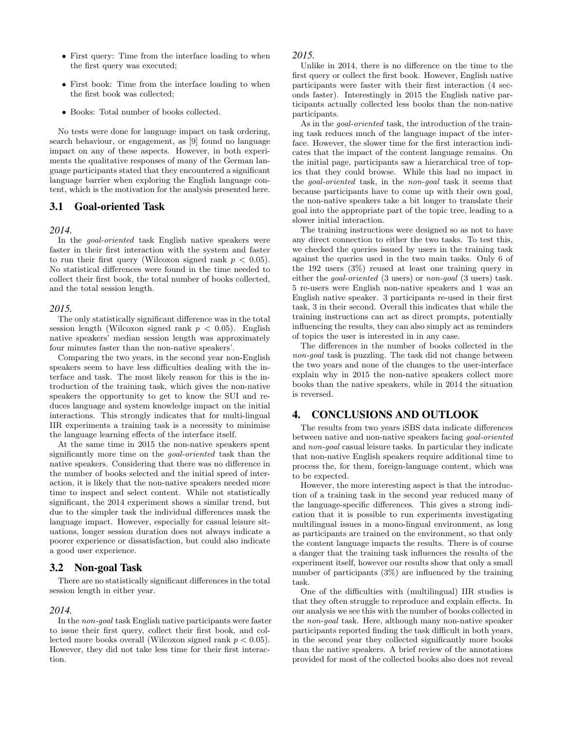- First query: Time from the interface loading to when the first query was executed;
- First book: Time from the interface loading to when the first book was collected;
- Books: Total number of books collected.

No tests were done for language impact on task ordering, search behaviour, or engagement, as [9] found no language impact on any of these aspects. However, in both experiments the qualitative responses of many of the German language participants stated that they encountered a significant language barrier when exploring the English language content, which is the motivation for the analysis presented here.

## 3.1 Goal-oriented Task

*2014.*

In the *goal-oriented* task English native speakers were faster in their first interaction with the system and faster to run their first query (Wilcoxon signed rank $p < 0.05$). No statistical differences were found in the time needed to collect their first book, the total number of books collected, and the total session length.

*2015.*

The only statistically significant difference was in the total session length (Wilcoxon signed rank $p < 0.05$). English native speakers' median session length was approximately four minutes faster than the non-native speakers'.

Comparing the two years, in the second year non-English speakers seem to have less difficulties dealing with the interface and task. The most likely reason for this is the introduction of the training task, which gives the non-native speakers the opportunity to get to know the SUI and reduces language and system knowledge impact on the initial interactions. This strongly indicates that for multi-lingual IIR experiments a training task is a necessity to minimise the language learning effects of the interface itself.

At the same time in 2015 the non-native speakers spent significantly more time on the *goal-oriented* task than the native speakers. Considering that there was no difference in the number of books selected and the initial speed of interaction, it is likely that the non-native speakers needed more time to inspect and select content. While not statistically significant, the 2014 experiment shows a similar trend, but due to the simpler task the individual differences mask the language impact. However, especially for casual leisure situations, longer session duration does not always indicate a poorer experience or dissatisfaction, but could also indicate a good user experience.

## 3.2 Non-goal Task

There are no statistically significant differences in the total session length in either year.

*2014.*

In the *non-goal* task English native participants were faster to issue their first query, collect their first book, and collected more books overall (Wilcoxon signed rank $p < 0.05$). However, they did not take less time for their first interaction.

*2015.*

Unlike in 2014, there is no difference on the time to the first query or collect the first book. However, English native participants were faster with their first interaction (4 seconds faster). Interestingly in 2015 the English native participants actually collected less books than the non-native participants.

As in the *goal-oriented* task, the introduction of the training task reduces much of the language impact of the interface. However, the slower time for the first interaction indicates that the impact of the content language remains. On the initial page, participants saw a hierarchical tree of topics that they could browse. While this had no impact in the *goal-oriented* task, in the *non-goal* task it seems that because participants have to come up with their own goal, the non-native speakers take a bit longer to translate their goal into the appropriate part of the topic tree, leading to a slower initial interaction.

The training instructions were designed so as not to have any direct connection to either the two tasks. To test this, we checked the queries issued by users in the training task against the queries used in the two main tasks. Only 6 of the 192 users (3%) reused at least one training query in either the *goal-oriented* (3 users) or *non-goal* (3 users) task. 5 re-users were English non-native speakers and 1 was an English native speaker. 3 participants re-used in their first task, 3 in their second. Overall this indicates that while the training instructions can act as direct prompts, potentially influencing the results, they can also simply act as reminders of topics the user is interested in in any case.

The differences in the number of books collected in the *non-goal* task is puzzling. The task did not change between the two years and none of the changes to the user-interface explain why in 2015 the non-native speakers collect more books than the native speakers, while in 2014 the situation is reversed.

# 4. CONCLUSIONS AND OUTLOOK

The results from two years iSBS data indicate differences between native and non-native speakers facing *goal-oriented* and *non-goal* casual leisure tasks. In particular they indicate that non-native English speakers require additional time to process the, for them, foreign-language content, which was to be expected.

However, the more interesting aspect is that the introduction of a training task in the second year reduced many of the language-specific differences. This gives a strong indication that it is possible to run experiments investigating multilingual issues in a mono-lingual environment, as long as participants are trained on the environment, so that only the content language impacts the results. There is of course a danger that the training task influences the results of the experiment itself, however our results show that only a small number of participants (3%) are influenced by the training task.

One of the difficulties with (multilingual) IIR studies is that they often struggle to reproduce and explain effects. In our analysis we see this with the number of books collected in the *non-goal* task. Here, although many non-native speaker participants reported finding the task difficult in both years, in the second year they collected significantly more books than the native speakers. A brief review of the annotations provided for most of the collected books also does not reveal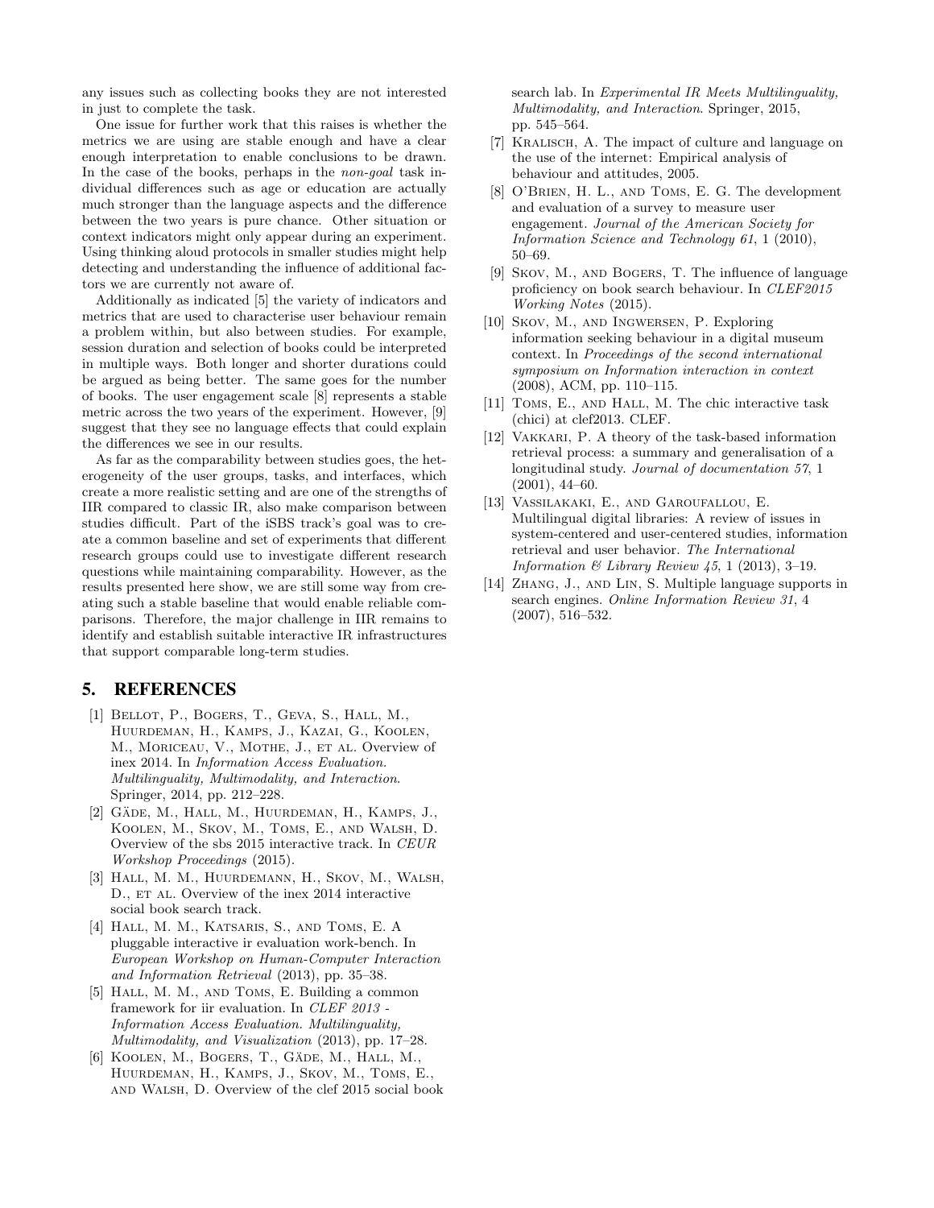any issues such as collecting books they are not interested in just to complete the task.

One issue for further work that this raises is whether the metrics we are using are stable enough and have a clear enough interpretation to enable conclusions to be drawn. In the case of the books, perhaps in the *non-goal* task individual differences such as age or education are actually much stronger than the language aspects and the difference between the two years is pure chance. Other situation or context indicators might only appear during an experiment. Using thinking aloud protocols in smaller studies might help detecting and understanding the influence of additional factors we are currently not aware of.

Additionally as indicated [5] the variety of indicators and metrics that are used to characterise user behaviour remain a problem within, but also between studies. For example, session duration and selection of books could be interpreted in multiple ways. Both longer and shorter durations could be argued as being better. The same goes for the number of books. The user engagement scale [8] represents a stable metric across the two years of the experiment. However, [9] suggest that they see no language effects that could explain the differences we see in our results.

As far as the comparability between studies goes, the heterogeneity of the user groups, tasks, and interfaces, which create a more realistic setting and are one of the strengths of IIR compared to classic IR, also make comparison between studies difficult. Part of the iSBS track's goal was to create a common baseline and set of experiments that different research groups could use to investigate different research questions while maintaining comparability. However, as the results presented here show, we are still some way from creating such a stable baseline that would enable reliable comparisons. Therefore, the major challenge in IIR remains to identify and establish suitable interactive IR infrastructures that support comparable long-term studies.

## 5. REFERENCES

[1] Bellot, P., Bogers, T., Geva, S., Hall, M., Huurdeman, H., Kamps, J., Kazai, G., Koolen, M., Moriceau, V., Mothe, J., et al. Overview of inex 2014. In *Information Access Evaluation. Multilinguality, Multimodality, and Interaction*. Springer, 2014, pp. 212–228.

[2] Gäde, M., Hall, M., Huurdeman, H., Kamps, J., Koolen, M., Skov, M., Toms, E., and Walsh, D. Overview of the sbs 2015 interactive track. In *CEUR Workshop Proceedings* (2015).

[3] Hall, M. M., Huurdemann, H., Skov, M., Walsh, D., et al. Overview of the inex 2014 interactive social book search track.

[4] Hall, M. M., Katsaris, S., and Toms, E. A pluggable interactive ir evaluation work-bench. In *European Workshop on Human-Computer Interaction and Information Retrieval* (2013), pp. 35–38.

[5] Hall, M. M., and Toms, E. Building a common framework for iir evaluation. In *CLEF 2013 - Information Access Evaluation. Multilinguality, Multimodality, and Visualization* (2013), pp. 17–28.

[6] Koolen, M., Bogers, T., Gäde, M., Hall, M., Huurdeman, H., Kamps, J., Skov, M., Toms, E., and Walsh, D. Overview of the clef 2015 social book search lab. In *Experimental IR Meets Multilinguality, Multimodality, and Interaction*. Springer, 2015, pp. 545–564.

[7] Kralisch, A. The impact of culture and language on the use of the internet: Empirical analysis of behaviour and attitudes, 2005.

[8] O'Brien, H. L., and Toms, E. G. The development and evaluation of a survey to measure user engagement. *Journal of the American Society for Information Science and Technology 61*, 1 (2010), 50–69.

[9] Skov, M., and Bogers, T. The influence of language proficiency on book search behaviour. In *CLEF2015 Working Notes* (2015).

[10] Skov, M., and Ingwersen, P. Exploring information seeking behaviour in a digital museum context. In *Proceedings of the second international symposium on Information interaction in context* (2008), ACM, pp. 110–115.

[11] Toms, E., and Hall, M. The chic interactive task (chici) at clef2013. CLEF.

[12] Vakkari, P. A theory of the task-based information retrieval process: a summary and generalisation of a longitudinal study. *Journal of documentation 57*, 1 (2001), 44–60.

[13] Vassilakaki, E., and Garoufallou, E. Multilingual digital libraries: A review of issues in system-centered and user-centered studies, information retrieval and user behavior. *The International Information & Library Review 45*, 1 (2013), 3–19.

[14] Zhang, J., and Lin, S. Multiple language supports in search engines. *Online Information Review 31*, 4 (2007), 516–532.